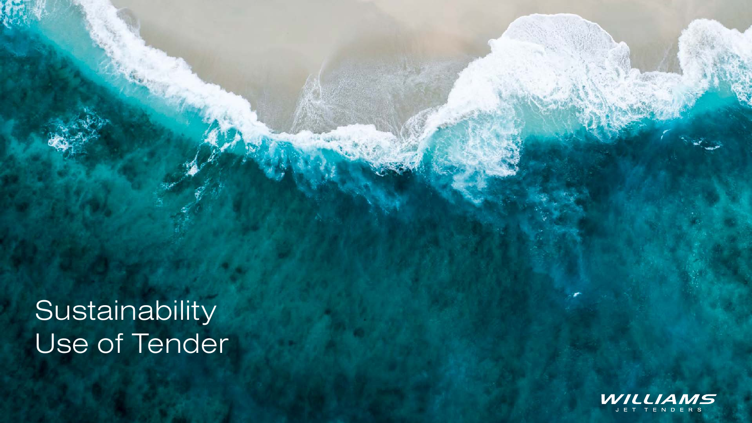# Sustainability
# Use of Tender

WILLIAMS
JET TENDERS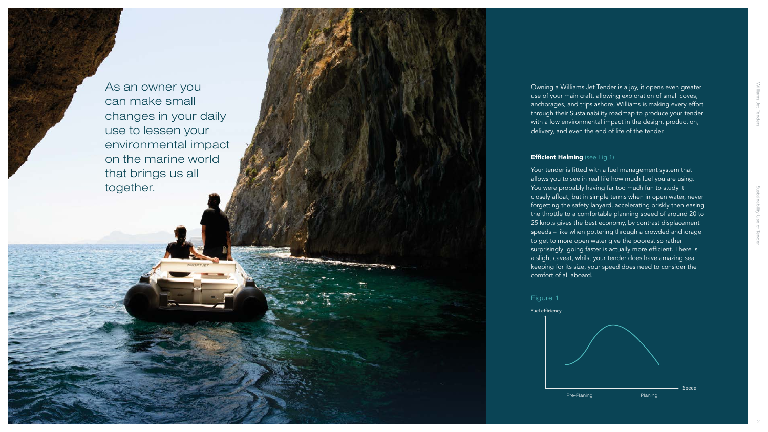As an owner you can make small changes in your daily use to lessen your environmental impact on the marine world that brings us all together.

Owning a Williams Jet Tender is a joy, it opens even greater use of your main craft, allowing exploration of small coves, anchorages, and trips ashore, Williams is making every effort through their Sustainability roadmap to produce your tender with a low environmental impact in the design, production, delivery, and even the end of life of the tender.

**Efficient Helming** (see Fig 1)

Your tender is fitted with a fuel management system that allows you to see in real life how much fuel you are using. You were probably having far too much fun to study it closely afloat, but in simple terms when in open water, never forgetting the safety lanyard, accelerating briskly then easing the throttle to a comfortable planning speed of around 20 to 25 knots gives the best economy, by contrast displacement speeds – like when pottering through a crowded anchorage to get to more open water give the poorest so rather surprisingly going faster is actually more efficient. There is a slight caveat, whilst your tender does have amazing sea keeping for its size, your speed does need to consider the comfort of all aboard.

Figure 1

Fuel efficiency

Speed

Pre-Planing

Planing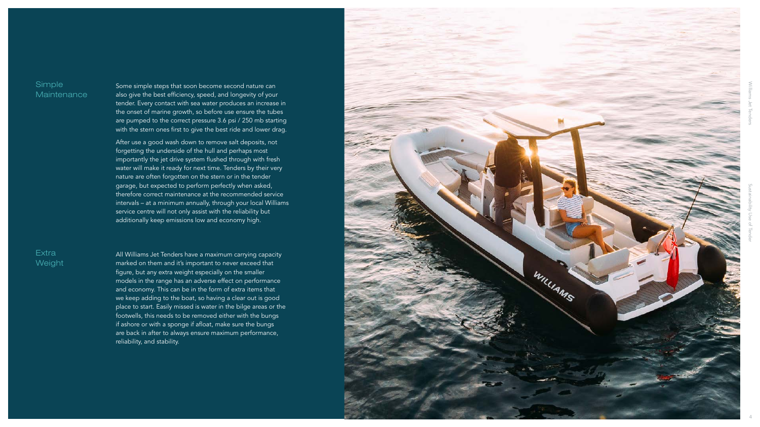## Simple Maintenance

Some simple steps that soon become second nature can also give the best efficiency, speed, and longevity of your tender. Every contact with sea water produces an increase in the onset of marine growth, so before use ensure the tubes are pumped to the correct pressure 3.6 psi / 250 mb starting with the stern ones first to give the best ride and lower drag.

After use a good wash down to remove salt deposits, not forgetting the underside of the hull and perhaps most importantly the jet drive system flushed through with fresh water will make it ready for next time. Tenders by their very nature are often forgotten on the stern or in the tender garage, but expected to perform perfectly when asked, therefore correct maintenance at the recommended service intervals – at a minimum annually, through your local Williams service centre will not only assist with the reliability but additionally keep emissions low and economy high.

## Extra Weight

All Williams Jet Tenders have a maximum carrying capacity marked on them and it's important to never exceed that figure, but any extra weight especially on the smaller models in the range has an adverse effect on performance and economy. This can be in the form of extra items that we keep adding to the boat, so having a clear out is good place to start. Easily missed is water in the bilge areas or the footwells, this needs to be removed either with the bungs if ashore or with a sponge if afloat, make sure the bungs are back in after to always ensure maximum performance, reliability, and stability.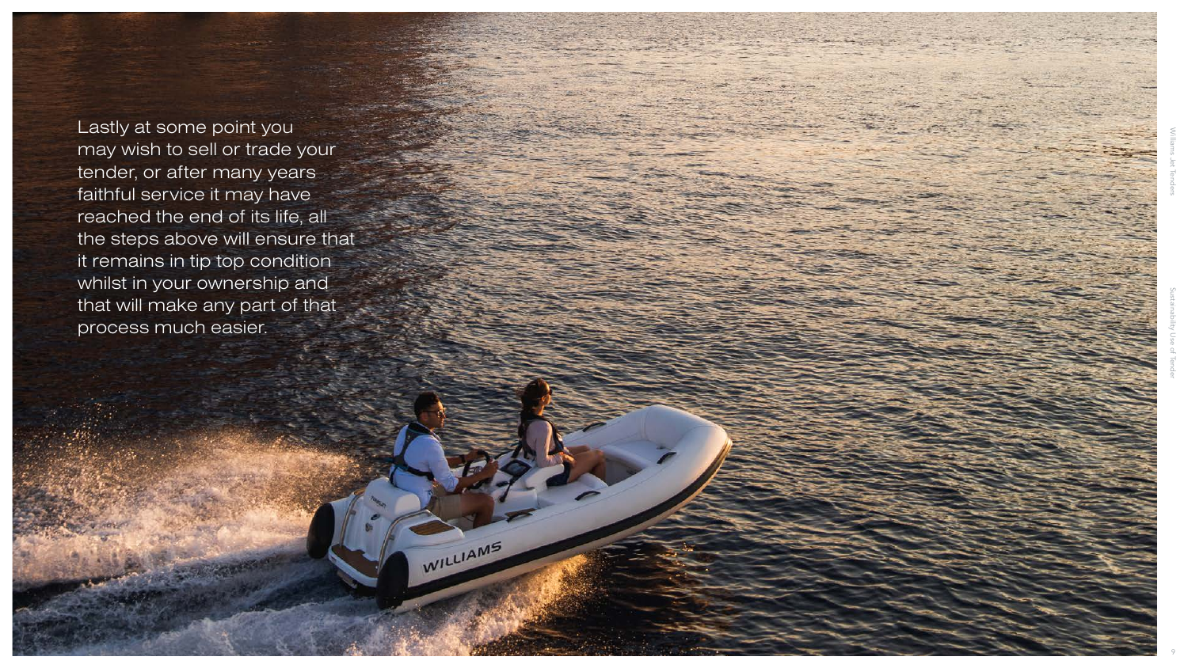Lastly at some point you may wish to sell or trade your tender, or after many years faithful service it may have reached the end of its life, all the steps above will ensure that it remains in tip top condition whilst in your ownership and that will make any part of that process much easier.